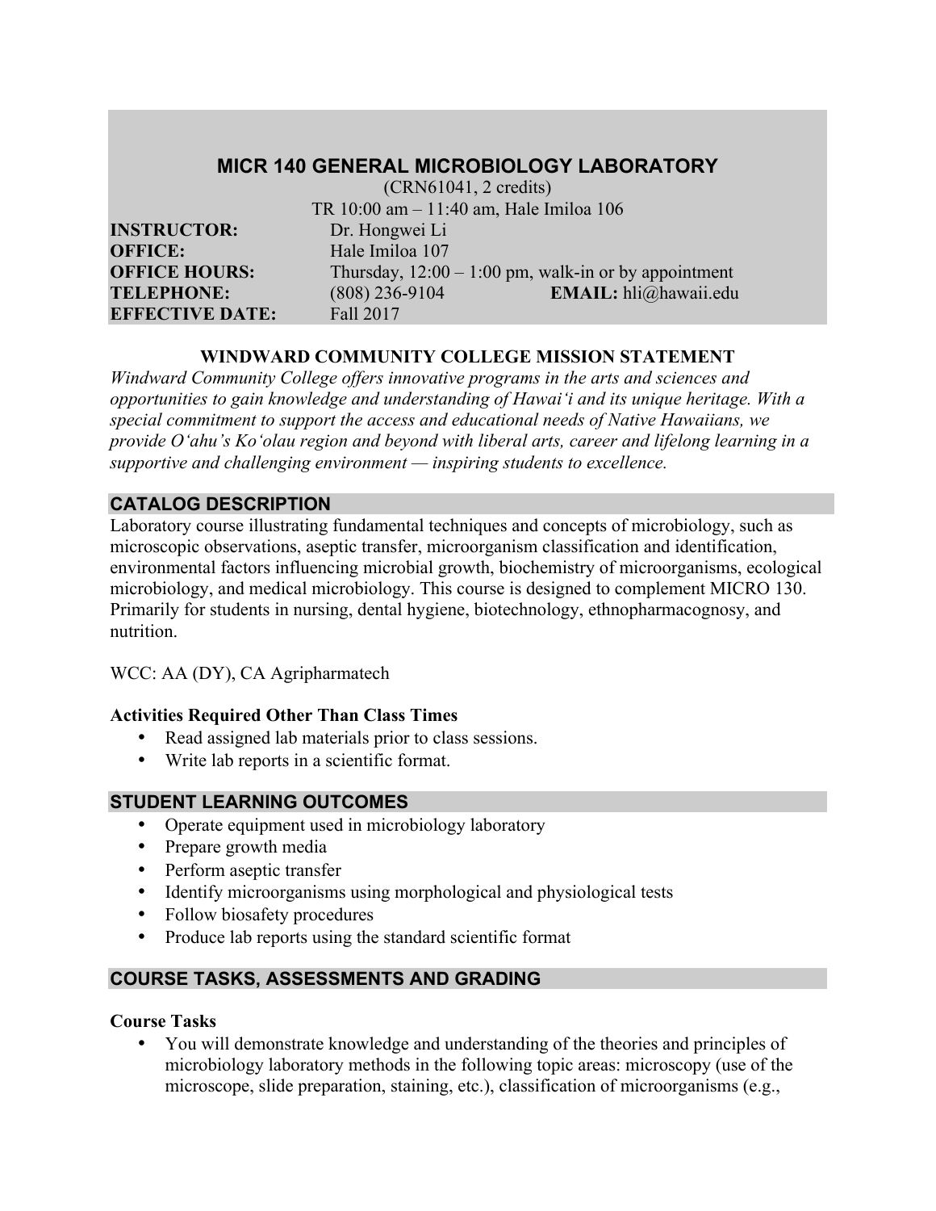# MICR 140 GENERAL MICROBIOLOGY LABORATORY

(CRN61041, 2 credits)
TR 10:00 am – 11:40 am, Hale Imiloa 106

**INSTRUCTOR:** Dr. Hongwei Li
**OFFICE:** Hale Imiloa 107
**OFFICE HOURS:** Thursday, 12:00 – 1:00 pm, walk-in or by appointment
**TELEPHONE:** (808) 236-9104 **EMAIL:** hli@hawaii.edu
**EFFECTIVE DATE:** Fall 2017

### WINDWARD COMMUNITY COLLEGE MISSION STATEMENT

*Windward Community College offers innovative programs in the arts and sciences and opportunities to gain knowledge and understanding of Hawaiʻi and its unique heritage. With a special commitment to support the access and educational needs of Native Hawaiians, we provide Oʻahu's Koʻolau region and beyond with liberal arts, career and lifelong learning in a supportive and challenging environment — inspiring students to excellence.*

## CATALOG DESCRIPTION

Laboratory course illustrating fundamental techniques and concepts of microbiology, such as microscopic observations, aseptic transfer, microorganism classification and identification, environmental factors influencing microbial growth, biochemistry of microorganisms, ecological microbiology, and medical microbiology. This course is designed to complement MICRO 130. Primarily for students in nursing, dental hygiene, biotechnology, ethnopharmacognosy, and nutrition.

WCC: AA (DY), CA Agripharmatech

### Activities Required Other Than Class Times

- Read assigned lab materials prior to class sessions.
- Write lab reports in a scientific format.

## STUDENT LEARNING OUTCOMES

- Operate equipment used in microbiology laboratory
- Prepare growth media
- Perform aseptic transfer
- Identify microorganisms using morphological and physiological tests
- Follow biosafety procedures
- Produce lab reports using the standard scientific format

## COURSE TASKS, ASSESSMENTS AND GRADING

### Course Tasks

- You will demonstrate knowledge and understanding of the theories and principles of microbiology laboratory methods in the following topic areas: microscopy (use of the microscope, slide preparation, staining, etc.), classification of microorganisms (e.g.,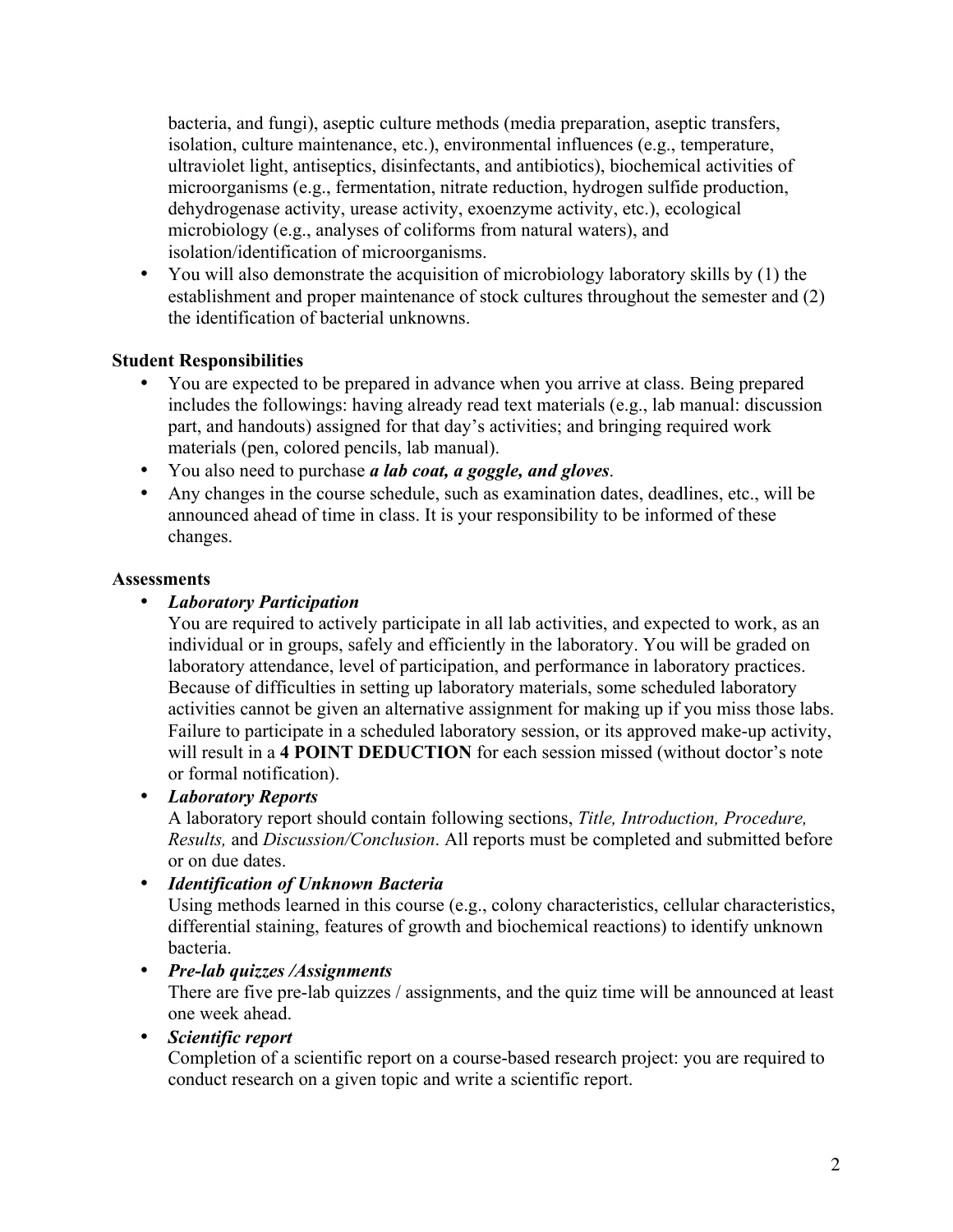bacteria, and fungi), aseptic culture methods (media preparation, aseptic transfers, isolation, culture maintenance, etc.), environmental influences (e.g., temperature, ultraviolet light, antiseptics, disinfectants, and antibiotics), biochemical activities of microorganisms (e.g., fermentation, nitrate reduction, hydrogen sulfide production, dehydrogenase activity, urease activity, exoenzyme activity, etc.), ecological microbiology (e.g., analyses of coliforms from natural waters), and isolation/identification of microorganisms.

- You will also demonstrate the acquisition of microbiology laboratory skills by (1) the establishment and proper maintenance of stock cultures throughout the semester and (2) the identification of bacterial unknowns.

**Student Responsibilities**

- You are expected to be prepared in advance when you arrive at class. Being prepared includes the followings: having already read text materials (e.g., lab manual: discussion part, and handouts) assigned for that day's activities; and bringing required work materials (pen, colored pencils, lab manual).
- You also need to purchase ***a lab coat, a goggle, and gloves***.
- Any changes in the course schedule, such as examination dates, deadlines, etc., will be announced ahead of time in class. It is your responsibility to be informed of these changes.

**Assessments**

- ***Laboratory Participation***
  You are required to actively participate in all lab activities, and expected to work, as an individual or in groups, safely and efficiently in the laboratory. You will be graded on laboratory attendance, level of participation, and performance in laboratory practices. Because of difficulties in setting up laboratory materials, some scheduled laboratory activities cannot be given an alternative assignment for making up if you miss those labs. Failure to participate in a scheduled laboratory session, or its approved make-up activity, will result in a **4 POINT DEDUCTION** for each session missed (without doctor's note or formal notification).
- ***Laboratory Reports***
  A laboratory report should contain following sections, *Title, Introduction, Procedure, Results,* and *Discussion/Conclusion*. All reports must be completed and submitted before or on due dates.
- ***Identification of Unknown Bacteria***
  Using methods learned in this course (e.g., colony characteristics, cellular characteristics, differential staining, features of growth and biochemical reactions) to identify unknown bacteria.
- ***Pre-lab quizzes /Assignments***
  There are five pre-lab quizzes / assignments, and the quiz time will be announced at least one week ahead.
- ***Scientific report***
  Completion of a scientific report on a course-based research project: you are required to conduct research on a given topic and write a scientific report.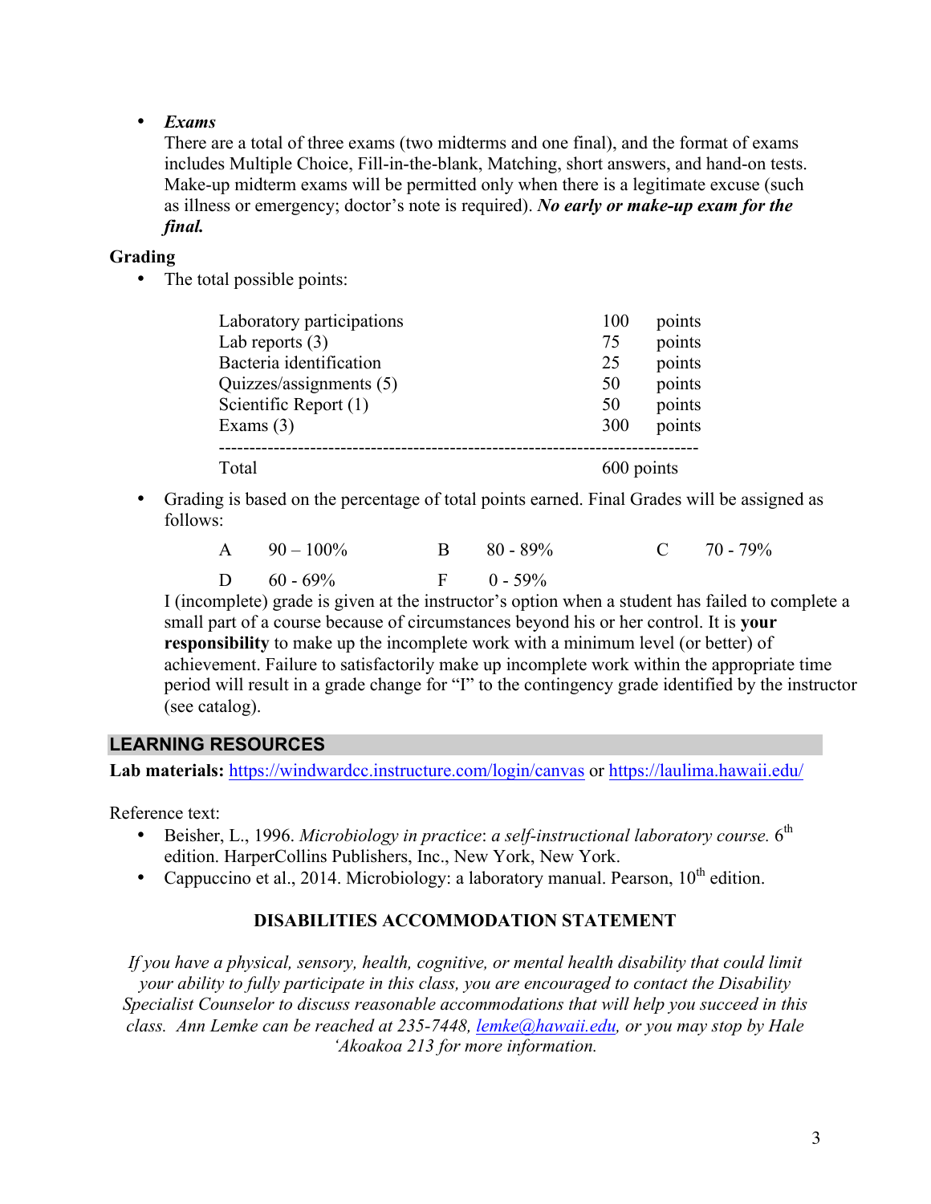- ***Exams***
  There are a total of three exams (two midterms and one final), and the format of exams includes Multiple Choice, Fill-in-the-blank, Matching, short answers, and hand-on tests. Make-up midterm exams will be permitted only when there is a legitimate excuse (such as illness or emergency; doctor's note is required). ***No early or make-up exam for the final.***

**Grading**

- The total possible points:

| | | |
|---|---|---|
| Laboratory participations | 100 | points |
| Lab reports (3) | 75 | points |
| Bacteria identification | 25 | points |
| Quizzes/assignments (5) | 50 | points |
| Scientific Report (1) | 50 | points |
| Exams (3) | 300 | points |
| Total | 600 points | |

- Grading is based on the percentage of total points earned. Final Grades will be assigned as follows:

| | | | | | |
|---|---|---|---|---|---|
| A | 90 – 100% | B | 80 - 89% | C | 70 - 79% |
| D | 60 - 69% | F | 0 - 59% | | |

I (incomplete) grade is given at the instructor's option when a student has failed to complete a small part of a course because of circumstances beyond his or her control. It is **your responsibility** to make up the incomplete work with a minimum level (or better) of achievement. Failure to satisfactorily make up incomplete work within the appropriate time period will result in a grade change for "I" to the contingency grade identified by the instructor (see catalog).

## LEARNING RESOURCES

**Lab materials:** https://windwardcc.instructure.com/login/canvas or https://laulima.hawaii.edu/

Reference text:

- Beisher, L., 1996. *Microbiology in practice*: *a self-instructional laboratory course.* 6th edition. HarperCollins Publishers, Inc., New York, New York.
- Cappuccino et al., 2014. Microbiology: a laboratory manual. Pearson, 10th edition.

### DISABILITIES ACCOMMODATION STATEMENT

*If you have a physical, sensory, health, cognitive, or mental health disability that could limit your ability to fully participate in this class, you are encouraged to contact the Disability Specialist Counselor to discuss reasonable accommodations that will help you succeed in this class. Ann Lemke can be reached at 235-7448, lemke@hawaii.edu, or you may stop by Hale ʻAkoakoa 213 for more information.*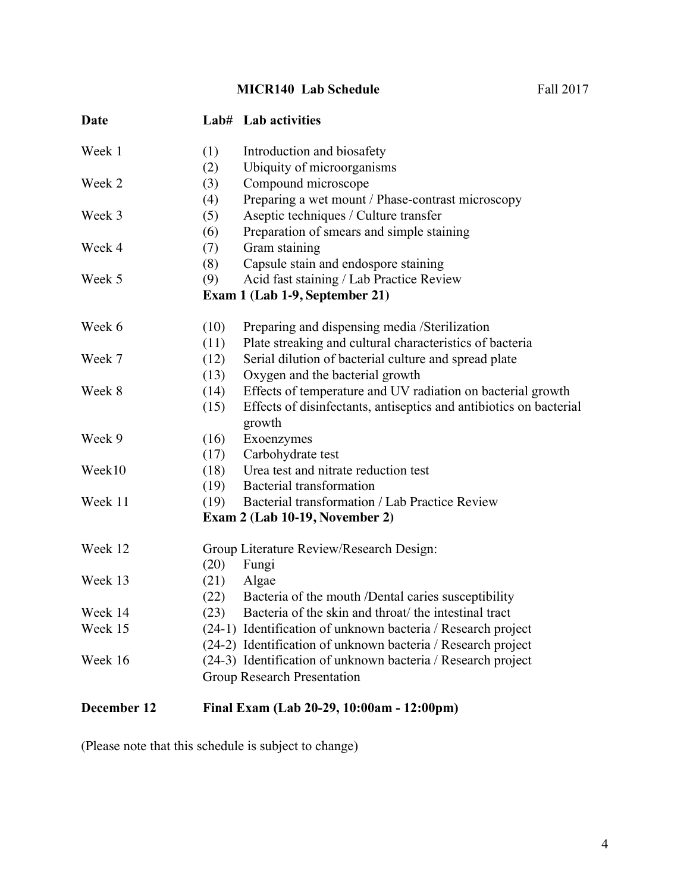# MICR140 Lab Schedule

Fall 2017

| Date | Lab# | Lab activities |
|---|---|---|
| Week 1 | (1) | Introduction and biosafety |
| | (2) | Ubiquity of microorganisms |
| Week 2 | (3) | Compound microscope |
| | (4) | Preparing a wet mount / Phase-contrast microscopy |
| Week 3 | (5) | Aseptic techniques / Culture transfer |
| | (6) | Preparation of smears and simple staining |
| Week 4 | (7) | Gram staining |
| | (8) | Capsule stain and endospore staining |
| Week 5 | (9) | Acid fast staining / Lab Practice Review |
| | **Exam 1 (Lab 1-9, September 21)** | |
| Week 6 | (10) | Preparing and dispensing media /Sterilization |
| | (11) | Plate streaking and cultural characteristics of bacteria |
| Week 7 | (12) | Serial dilution of bacterial culture and spread plate |
| | (13) | Oxygen and the bacterial growth |
| Week 8 | (14) | Effects of temperature and UV radiation on bacterial growth |
| | (15) | Effects of disinfectants, antiseptics and antibiotics on bacterial growth |
| Week 9 | (16) | Exoenzymes |
| | (17) | Carbohydrate test |
| Week10 | (18) | Urea test and nitrate reduction test |
| | (19) | Bacterial transformation |
| Week 11 | (19) | Bacterial transformation / Lab Practice Review |
| | **Exam 2 (Lab 10-19, November 2)** | |
| Week 12 | Group Literature Review/Research Design: | |
| | (20) | Fungi |
| Week 13 | (21) | Algae |
| | (22) | Bacteria of the mouth /Dental caries susceptibility |
| Week 14 | (23) | Bacteria of the skin and throat/ the intestinal tract |
| Week 15 | (24-1) | Identification of unknown bacteria / Research project |
| | (24-2) | Identification of unknown bacteria / Research project |
| Week 16 | (24-3) | Identification of unknown bacteria / Research project |
| | Group Research Presentation | |
| **December 12** | **Final Exam (Lab 20-29, 10:00am - 12:00pm)** | |

(Please note that this schedule is subject to change)